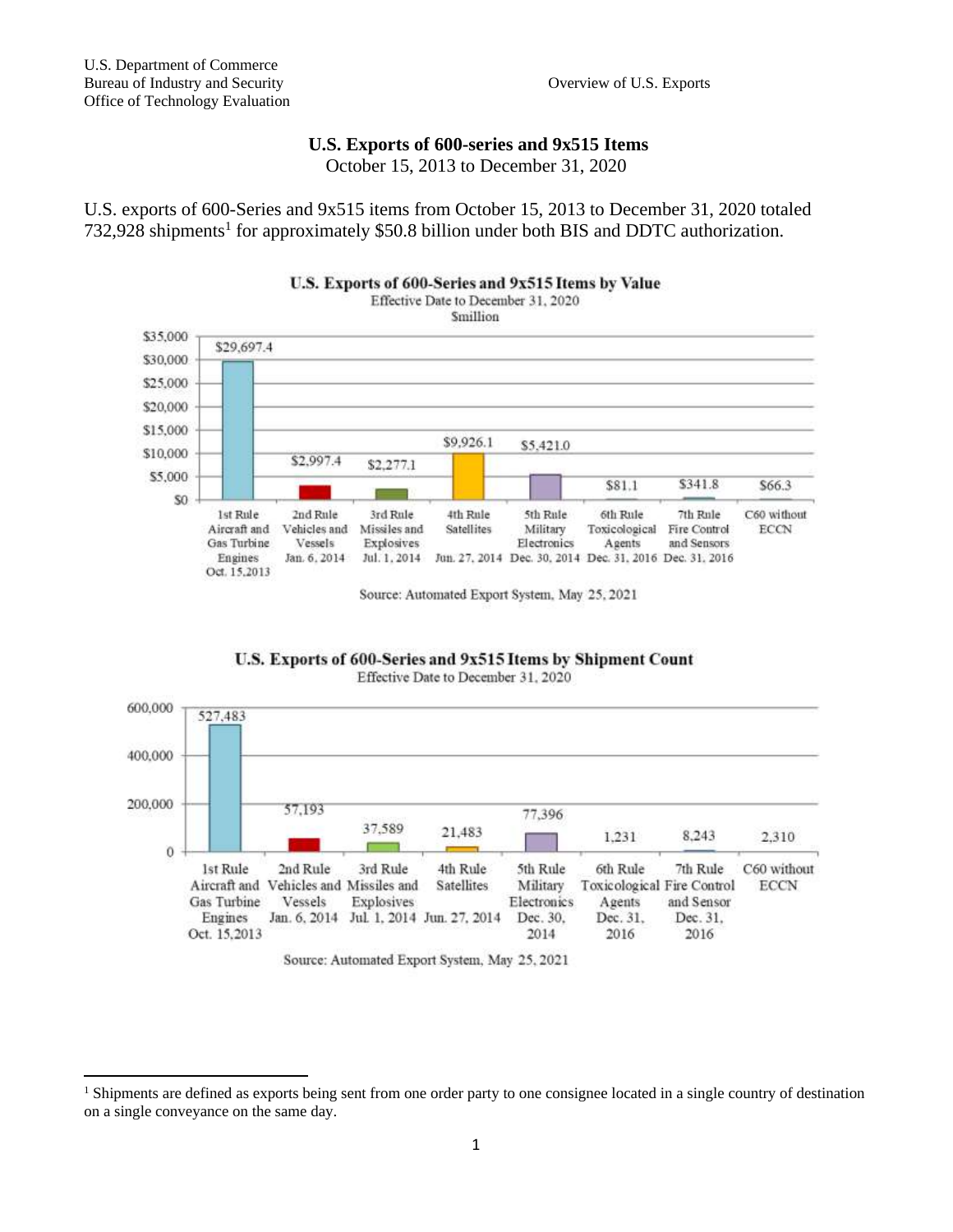U.S. Department of Commerce
Bureau of Industry and Security
Office of Technology Evaluation

Overview of U.S. Exports

## U.S. Exports of 600-series and 9x515 Items

October 15, 2013 to December 31, 2020

U.S. exports of 600-Series and 9x515 items from October 15, 2013 to December 31, 2020 totaled 732,928 shipments[1] for approximately $50.8 billion under both BIS and DDTC authorization.

**U.S. Exports of 600-Series and 9x515 Items by Value**
Effective Date to December 31, 2020
$million

| Rule | Value ($million) |
|---|---|
| 1st Rule Aircraft and Gas Turbine Engines Oct. 15,2013 | $29,697.4 |
| 2nd Rule Vehicles and Vessels Jan. 6, 2014 | $2,997.4 |
| 3rd Rule Missiles and Explosives Jul. 1, 2014 | $2,277.1 |
| 4th Rule Satellites Jun. 27, 2014 | $9,926.1 |
| 5th Rule Military Electronics Dec. 30, 2014 | $5,421.0 |
| 6th Rule Toxicological Agents Dec. 31, 2016 | $81.1 |
| 7th Rule Fire Control and Sensors Dec. 31, 2016 | $341.8 |
| C60 without ECCN | $66.3 |

Source: Automated Export System, May 25, 2021

**U.S. Exports of 600-Series and 9x515 Items by Shipment Count**
Effective Date to December 31, 2020

| Rule | Shipment Count |
|---|---|
| 1st Rule Aircraft and Gas Turbine Engines Oct. 15,2013 | 527,483 |
| 2nd Rule Vehicles and Vessels Jan. 6, 2014 | 57,193 |
| 3rd Rule Missiles and Explosives Jul. 1, 2014 | 37,589 |
| 4th Rule Satellites Jun. 27, 2014 | 21,483 |
| 5th Rule Military Electronics Dec. 30, 2014 | 77,396 |
| 6th Rule Toxicological Agents Dec. 31, 2016 | 1,231 |
| 7th Rule Fire Control and Sensor Dec. 31, 2016 | 8,243 |
| C60 without ECCN | 2,310 |

Source: Automated Export System, May 25, 2021

[1] Shipments are defined as exports being sent from one order party to one consignee located in a single country of destination on a single conveyance on the same day.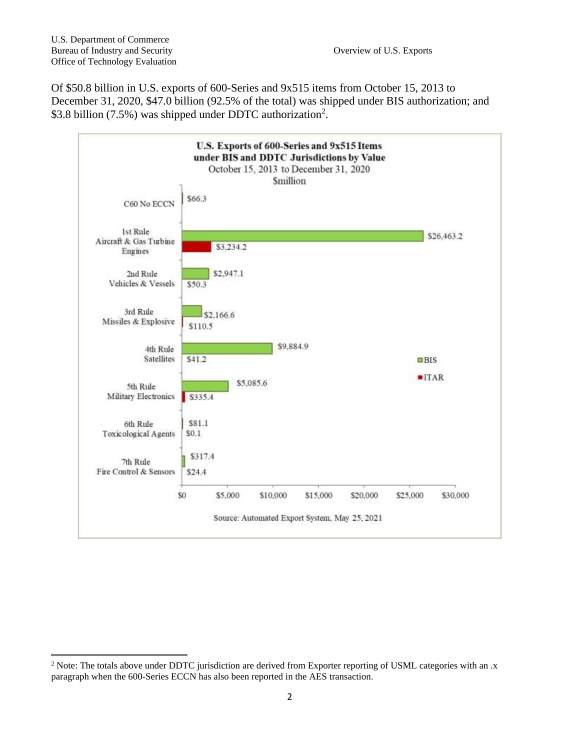Of $50.8 billion in U.S. exports of 600-Series and 9x515 items from October 15, 2013 to December 31, 2020, $47.0 billion (92.5% of the total) was shipped under BIS authorization; and $3.8 billion (7.5%) was shipped under DDTC authorization[2].

**U.S. Exports of 600-Series and 9x515 Items under BIS and DDTC Jurisdictions by Value**
October 15, 2013 to December 31, 2020
$million

| Category | BIS | ITAR |
|---|---|---|
| C60 No ECCN | $66.3 | |
| 1st Rule Aircraft & Gas Turbine Engines | $26,463.2 | $3,234.2 |
| 2nd Rule Vehicles & Vessels | $2,947.1 | $50.3 |
| 3rd Rule Missiles & Explosive | $2,166.6 | $110.5 |
| 4th Rule Satellites | $9,884.9 | $41.2 |
| 5th Rule Military Electronics | $5,085.6 | $335.4 |
| 6th Rule Toxicological Agents | $81.1 | $0.1 |
| 7th Rule Fire Control & Sensors | $317.4 | $24.4 |

Source: Automated Export System, May 25, 2021

[2] Note: The totals above under DDTC jurisdiction are derived from Exporter reporting of USML categories with an .x paragraph when the 600-Series ECCN has also been reported in the AES transaction.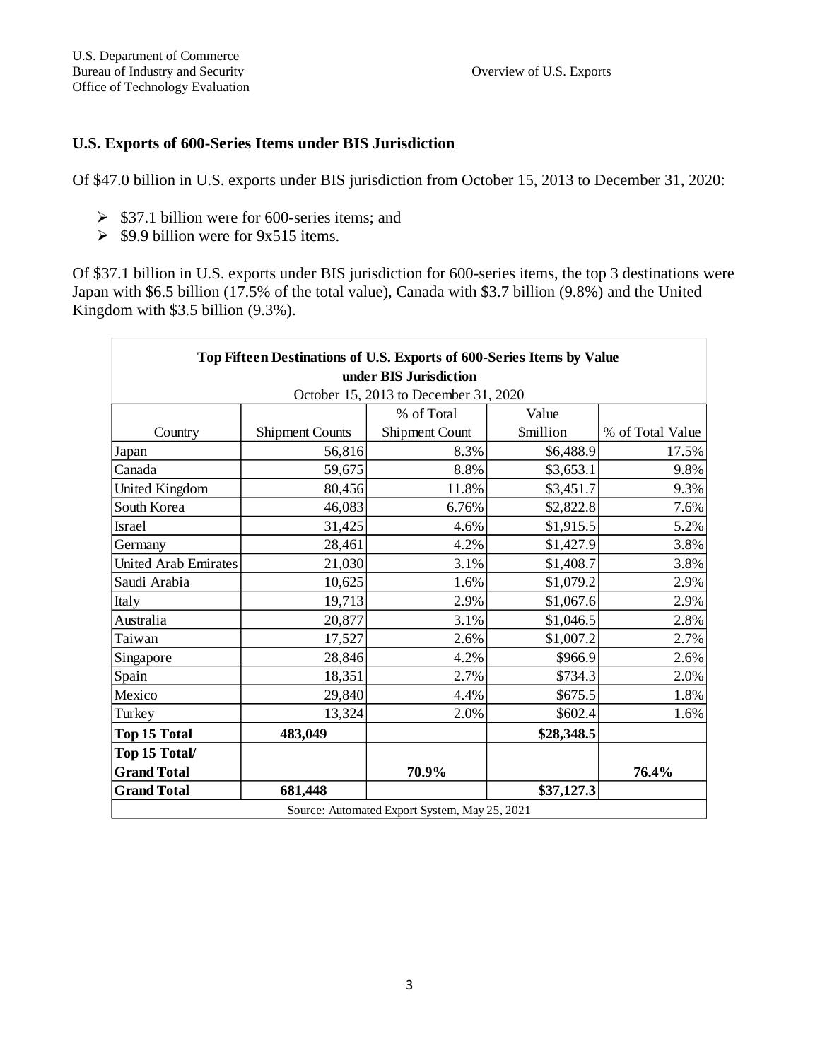## U.S. Exports of 600-Series Items under BIS Jurisdiction

Of $47.0 billion in U.S. exports under BIS jurisdiction from October 15, 2013 to December 31, 2020:

- $37.1 billion were for 600-series items; and
- $9.9 billion were for 9x515 items.

Of $37.1 billion in U.S. exports under BIS jurisdiction for 600-series items, the top 3 destinations were Japan with $6.5 billion (17.5% of the total value), Canada with $3.7 billion (9.8%) and the United Kingdom with $3.5 billion (9.3%).

**Top Fifteen Destinations of U.S. Exports of 600-Series Items by Value under BIS Jurisdiction**

October 15, 2013 to December 31, 2020

| Country | Shipment Counts | % of Total Shipment Count | Value $million | % of Total Value |
|---|---|---|---|---|
| Japan | 56,816 | 8.3% | $6,488.9 | 17.5% |
| Canada | 59,675 | 8.8% | $3,653.1 | 9.8% |
| United Kingdom | 80,456 | 11.8% | $3,451.7 | 9.3% |
| South Korea | 46,083 | 6.76% | $2,822.8 | 7.6% |
| Israel | 31,425 | 4.6% | $1,915.5 | 5.2% |
| Germany | 28,461 | 4.2% | $1,427.9 | 3.8% |
| United Arab Emirates | 21,030 | 3.1% | $1,408.7 | 3.8% |
| Saudi Arabia | 10,625 | 1.6% | $1,079.2 | 2.9% |
| Italy | 19,713 | 2.9% | $1,067.6 | 2.9% |
| Australia | 20,877 | 3.1% | $1,046.5 | 2.8% |
| Taiwan | 17,527 | 2.6% | $1,007.2 | 2.7% |
| Singapore | 28,846 | 4.2% | $966.9 | 2.6% |
| Spain | 18,351 | 2.7% | $734.3 | 2.0% |
| Mexico | 29,840 | 4.4% | $675.5 | 1.8% |
| Turkey | 13,324 | 2.0% | $602.4 | 1.6% |
| **Top 15 Total** | **483,049** | | **$28,348.5** | |
| **Top 15 Total/ Grand Total** | | **70.9%** | | **76.4%** |
| **Grand Total** | **681,448** | | **$37,127.3** | |

Source: Automated Export System, May 25, 2021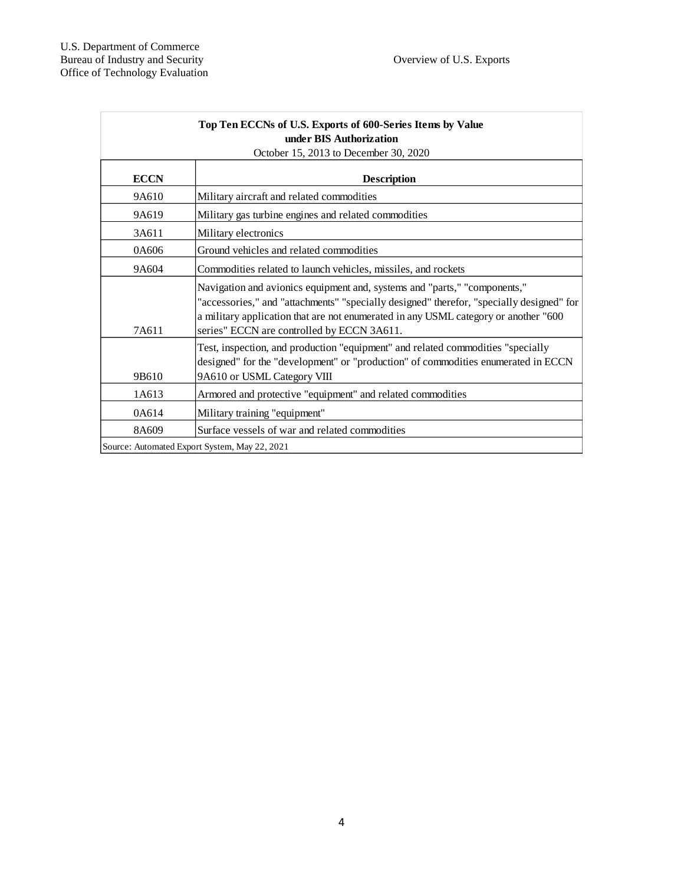**Top Ten ECCNs of U.S. Exports of 600-Series Items by Value under BIS Authorization**

October 15, 2013 to December 30, 2020

| ECCN | Description |
|---|---|
| 9A610 | Military aircraft and related commodities |
| 9A619 | Military gas turbine engines and related commodities |
| 3A611 | Military electronics |
| 0A606 | Ground vehicles and related commodities |
| 9A604 | Commodities related to launch vehicles, missiles, and rockets |
| 7A611 | Navigation and avionics equipment and, systems and "parts," "components," "accessories," and "attachments" "specially designed" therefor, "specially designed" for a military application that are not enumerated in any USML category or another "600 series" ECCN are controlled by ECCN 3A611. |
| 9B610 | Test, inspection, and production "equipment" and related commodities "specially designed" for the "development" or "production" of commodities enumerated in ECCN 9A610 or USML Category VIII |
| 1A613 | Armored and protective "equipment" and related commodities |
| 0A614 | Military training "equipment" |
| 8A609 | Surface vessels of war and related commodities |

Source: Automated Export System, May 22, 2021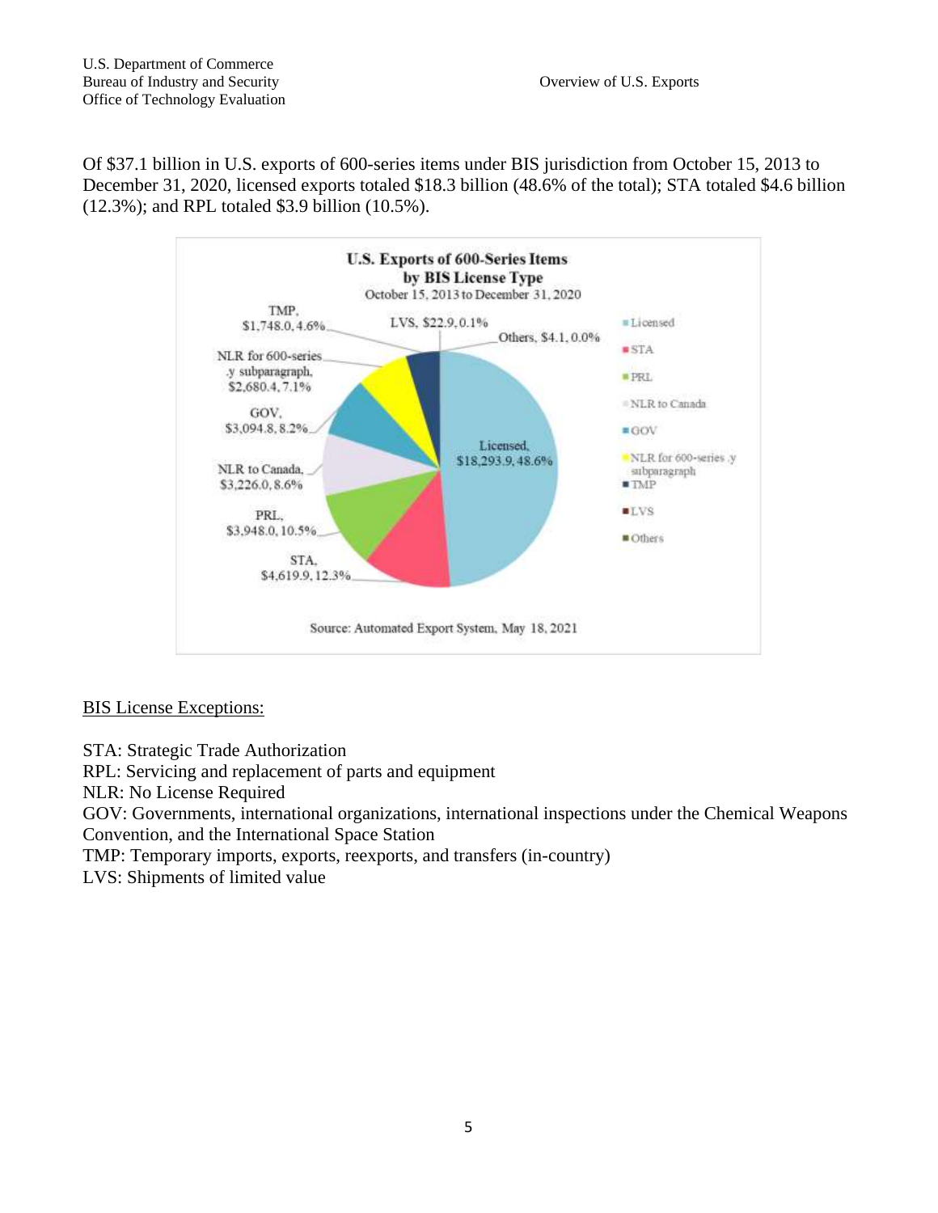Of $37.1 billion in U.S. exports of 600-series items under BIS jurisdiction from October 15, 2013 to December 31, 2020, licensed exports totaled $18.3 billion (48.6% of the total); STA totaled $4.6 billion (12.3%); and RPL totaled $3.9 billion (10.5%).

**U.S. Exports of 600-Series Items by BIS License Type**
October 15, 2013 to December 31, 2020

TMP, $1,748.0, 4.6%
LVS, $22.9, 0.1%
Others, $4.1, 0.0%
NLR for 600-series .y subparagraph, $2,680.4, 7.1%
GOV, $3,094.8, 8.2%
Licensed, $18,293.9, 48.6%
NLR to Canada, $3,226.0, 8.6%
PRL, $3,948.0, 10.5%
STA, $4,619.9, 12.3%

Licensed
STA
PRL
NLR to Canada
GOV
NLR for 600-series .y subparagraph
TMP
LVS
Others

Source: Automated Export System, May 18, 2021

<u>BIS License Exceptions:</u>

STA: Strategic Trade Authorization
RPL: Servicing and replacement of parts and equipment
NLR: No License Required
GOV: Governments, international organizations, international inspections under the Chemical Weapons Convention, and the International Space Station
TMP: Temporary imports, exports, reexports, and transfers (in-country)
LVS: Shipments of limited value